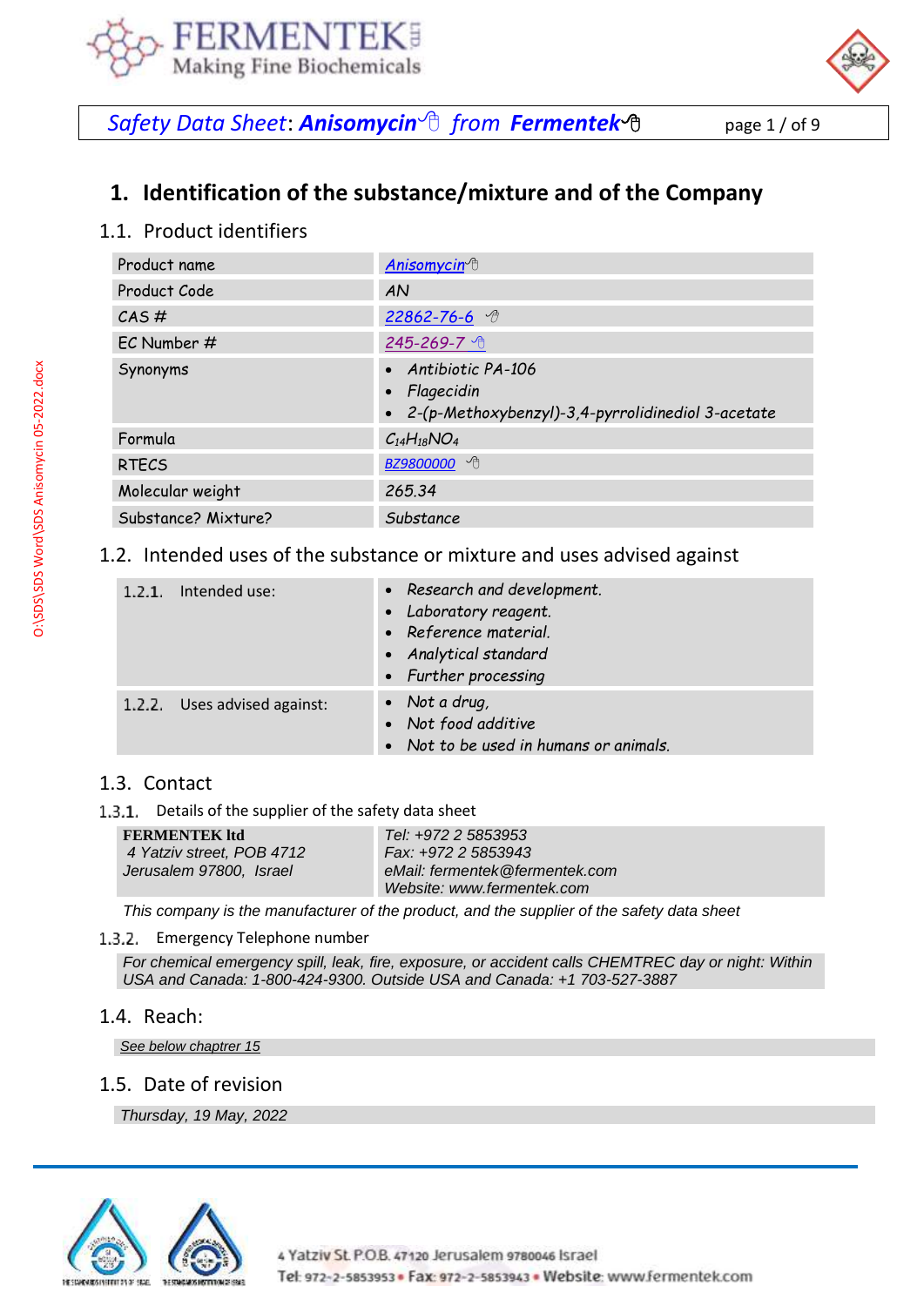## 1. Identification of the substance/mixture and of the Company

### 1.1. Product identifiers

| Product name | *Anisomycin* |
|---|---|
| Product Code | *AN* |
| CAS # | *22862-76-6* |
| EC Number # | *245-269-7* |
| Synonyms | • *Antibiotic PA-106*<br>• *Flagecidin*<br>• *2-(p-Methoxybenzyl)-3,4-pyrrolidinediol 3-acetate* |
| Formula | $C_{14}H_{18}NO_4$ |
| RTECS | *BZ9800000* |
| Molecular weight | *265.34* |
| Substance? Mixture? | *Substance* |

### 1.2. Intended uses of the substance or mixture and uses advised against

| 1.2.1. Intended use: | • *Research and development.*<br>• *Laboratory reagent.*<br>• *Reference material.*<br>• *Analytical standard*<br>• *Further processing* |
|---|---|
| 1.2.2. Uses advised against: | • *Not a drug,*<br>• *Not food additive*<br>• *Not to be used in humans or animals.* |

### 1.3. Contact

#### 1.3.1. Details of the supplier of the safety data sheet

| **FERMENTEK ltd**<br>*4 Yatziv street, POB 4712*<br>*Jerusalem 97800, Israel* | *Tel: +972 2 5853953*<br>*Fax: +972 2 5853943*<br>*eMail: fermentek@fermentek.com*<br>*Website: www.fermentek.com* |
|---|---|

*This company is the manufacturer of the product, and the supplier of the safety data sheet*

#### 1.3.2. Emergency Telephone number

*For chemical emergency spill, leak, fire, exposure, or accident calls CHEMTREC day or night: Within USA and Canada: 1-800-424-9300. Outside USA and Canada: +1 703-527-3887*

### 1.4. Reach:

*See below chaptrer 15*

### 1.5. Date of revision

*Thursday, 19 May, 2022*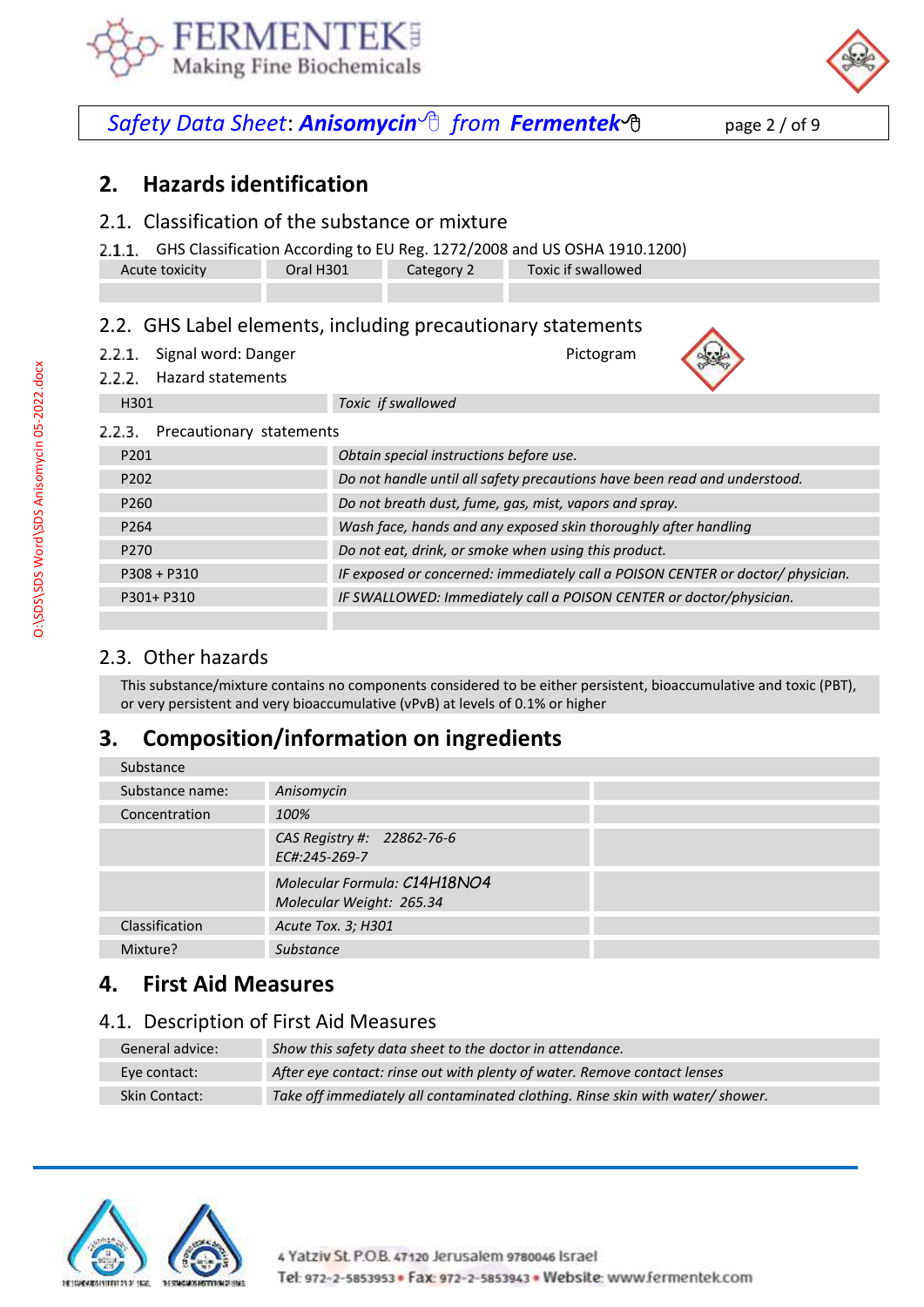## 2. Hazards identification

### 2.1. Classification of the substance or mixture

2.1.1. GHS Classification According to EU Reg. 1272/2008 and US OSHA 1910.1200)

| Acute toxicity | Oral H301 | Category 2 | Toxic if swallowed |
|---|---|---|---|
| | | | |

### 2.2. GHS Label elements, including precautionary statements

2.2.1. Signal word: Danger — Pictogram

2.2.2. Hazard statements

| H301 | *Toxic if swallowed* |
|---|---|

2.2.3. Precautionary statements

| P201 | *Obtain special instructions before use.* |
|---|---|
| P202 | *Do not handle until all safety precautions have been read and understood.* |
| P260 | *Do not breath dust, fume, gas, mist, vapors and spray.* |
| P264 | *Wash face, hands and any exposed skin thoroughly after handling* |
| P270 | *Do not eat, drink, or smoke when using this product.* |
| P308 + P310 | *IF exposed or concerned: immediately call a POISON CENTER or doctor/ physician.* |
| P301+ P310 | *IF SWALLOWED: Immediately call a POISON CENTER or doctor/physician.* |
| | |

### 2.3. Other hazards

This substance/mixture contains no components considered to be either persistent, bioaccumulative and toxic (PBT), or very persistent and very bioaccumulative (vPvB) at levels of 0.1% or higher

## 3. Composition/information on ingredients

| Substance | | |
|---|---|---|
| Substance name: | *Anisomycin* | |
| Concentration | *100%* | |
| | *CAS Registry #: 22862-76-6*<br>*EC#:245-269-7* | |
| | *Molecular Formula: $C_{14}H_{18}NO_4$*<br>*Molecular Weight: 265.34* | |
| Classification | *Acute Tox. 3; H301* | |
| Mixture? | *Substance* | |

## 4. First Aid Measures

### 4.1. Description of First Aid Measures

| General advice: | *Show this safety data sheet to the doctor in attendance.* |
|---|---|
| Eye contact: | *After eye contact: rinse out with plenty of water. Remove contact lenses* |
| Skin Contact: | *Take off immediately all contaminated clothing. Rinse skin with water/ shower.* |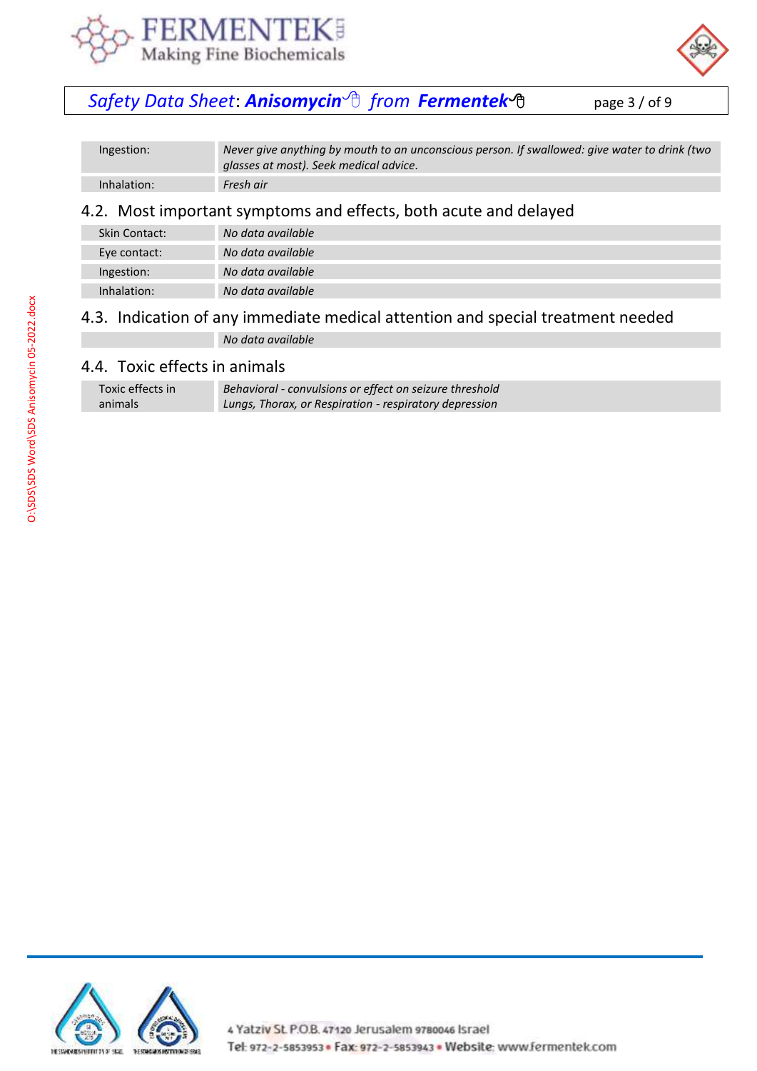| | |
|---|---|
| Ingestion: | *Never give anything by mouth to an unconscious person. If swallowed: give water to drink (two glasses at most). Seek medical advice.* |
| Inhalation: | *Fresh air* |

## 4.2. Most important symptoms and effects, both acute and delayed

| | |
|---|---|
| Skin Contact: | *No data available* |
| Eye contact: | *No data available* |
| Ingestion: | *No data available* |
| Inhalation: | *No data available* |

## 4.3. Indication of any immediate medical attention and special treatment needed

| | |
|---|---|
| | *No data available* |

## 4.4. Toxic effects in animals

| | |
|---|---|
| Toxic effects in animals | *Behavioral - convulsions or effect on seizure threshold*<br>*Lungs, Thorax, or Respiration - respiratory depression* |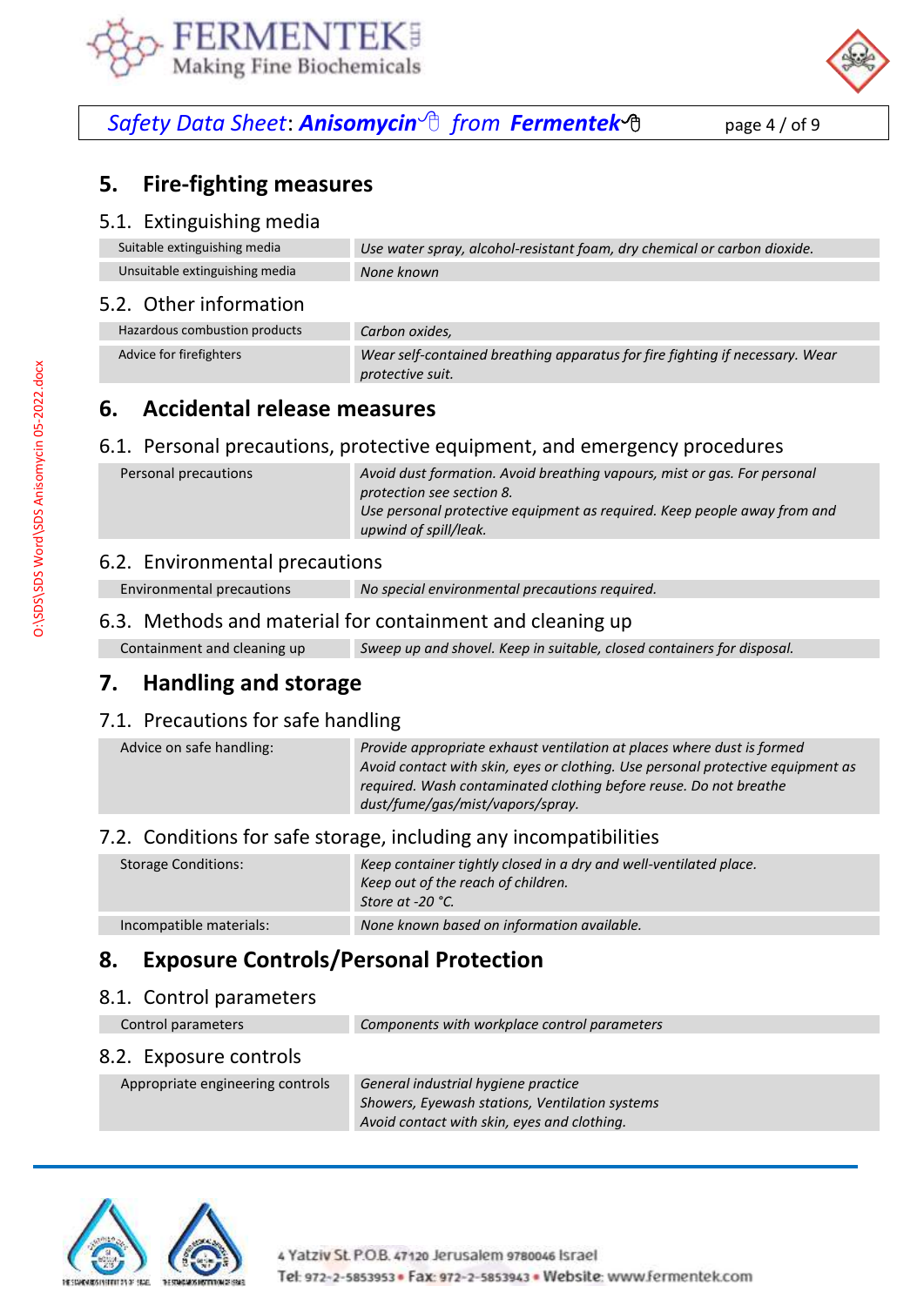## 5. Fire-fighting measures

### 5.1. Extinguishing media

| | |
|---|---|
| Suitable extinguishing media | *Use water spray, alcohol-resistant foam, dry chemical or carbon dioxide.* |
| Unsuitable extinguishing media | *None known* |

### 5.2. Other information

| | |
|---|---|
| Hazardous combustion products | *Carbon oxides,* |
| Advice for firefighters | *Wear self-contained breathing apparatus for fire fighting if necessary. Wear protective suit.* |

## 6. Accidental release measures

### 6.1. Personal precautions, protective equipment, and emergency procedures

| | |
|---|---|
| Personal precautions | *Avoid dust formation. Avoid breathing vapours, mist or gas. For personal protection see section 8.* *Use personal protective equipment as required. Keep people away from and upwind of spill/leak.* |

### 6.2. Environmental precautions

| | |
|---|---|
| Environmental precautions | *No special environmental precautions required.* |

### 6.3. Methods and material for containment and cleaning up

| | |
|---|---|
| Containment and cleaning up | *Sweep up and shovel. Keep in suitable, closed containers for disposal.* |

## 7. Handling and storage

### 7.1. Precautions for safe handling

| | |
|---|---|
| Advice on safe handling: | *Provide appropriate exhaust ventilation at places where dust is formed* *Avoid contact with skin, eyes or clothing. Use personal protective equipment as required. Wash contaminated clothing before reuse. Do not breathe dust/fume/gas/mist/vapors/spray.* |

### 7.2. Conditions for safe storage, including any incompatibilities

| | |
|---|---|
| Storage Conditions: | *Keep container tightly closed in a dry and well-ventilated place.* *Keep out of the reach of children.* *Store at -20 °C.* |
| Incompatible materials: | *None known based on information available.* |

## 8. Exposure Controls/Personal Protection

### 8.1. Control parameters

| | |
|---|---|
| Control parameters | *Components with workplace control parameters* |

### 8.2. Exposure controls

| | |
|---|---|
| Appropriate engineering controls | *General industrial hygiene practice* *Showers, Eyewash stations, Ventilation systems* *Avoid contact with skin, eyes and clothing.* |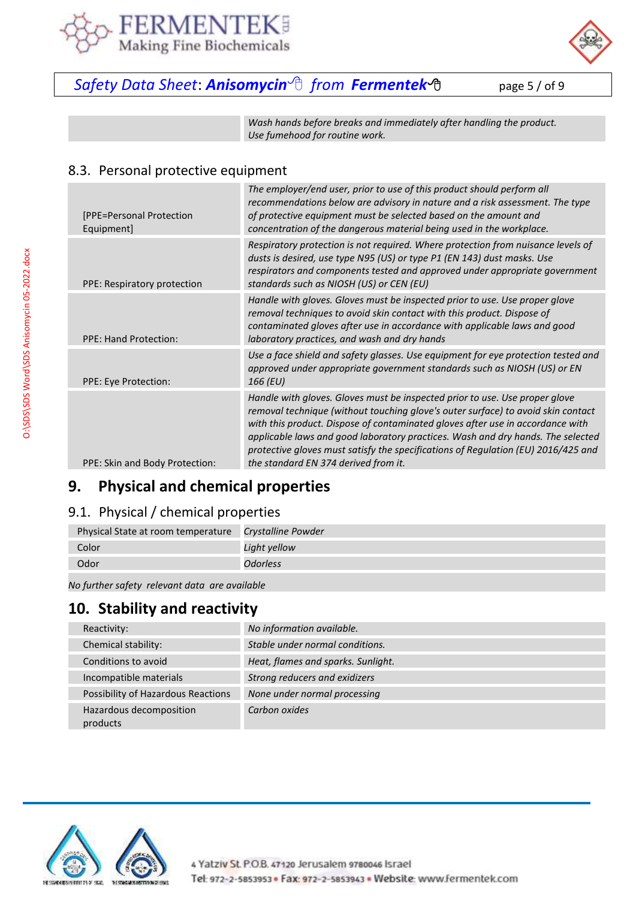| | |
|---|---|
| | Wash hands before breaks and immediately after handling the product. Use fumehood for routine work. |

### 8.3. Personal protective equipment

| | |
|---|---|
| [PPE=Personal Protection Equipment] | The employer/end user, prior to use of this product should perform all recommendations below are advisory in nature and a risk assessment. The type of protective equipment must be selected based on the amount and concentration of the dangerous material being used in the workplace. |
| PPE: Respiratory protection | Respiratory protection is not required. Where protection from nuisance levels of dusts is desired, use type N95 (US) or type P1 (EN 143) dust masks. Use respirators and components tested and approved under appropriate government standards such as NIOSH (US) or CEN (EU) |
| PPE: Hand Protection: | Handle with gloves. Gloves must be inspected prior to use. Use proper glove removal techniques to avoid skin contact with this product. Dispose of contaminated gloves after use in accordance with applicable laws and good laboratory practices, and wash and dry hands |
| PPE: Eye Protection: | Use a face shield and safety glasses. Use equipment for eye protection tested and approved under appropriate government standards such as NIOSH (US) or EN 166 (EU) |
| PPE: Skin and Body Protection: | Handle with gloves. Gloves must be inspected prior to use. Use proper glove removal technique (without touching glove's outer surface) to avoid skin contact with this product. Dispose of contaminated gloves after use in accordance with applicable laws and good laboratory practices. Wash and dry hands. The selected protective gloves must satisfy the specifications of Regulation (EU) 2016/425 and the standard EN 374 derived from it. |

## 9. Physical and chemical properties

### 9.1. Physical / chemical properties

| | |
|---|---|
| Physical State at room temperature | *Crystalline Powder* |
| Color | *Light yellow* |
| Odor | *Odorless* |

*No further safety relevant data are available*

## 10. Stability and reactivity

| | |
|---|---|
| Reactivity: | *No information available.* |
| Chemical stability: | *Stable under normal conditions.* |
| Conditions to avoid | *Heat, flames and sparks. Sunlight.* |
| Incompatible materials | *Strong reducers and exidizers* |
| Possibility of Hazardous Reactions | *None under normal processing* |
| Hazardous decomposition products | *Carbon oxides* |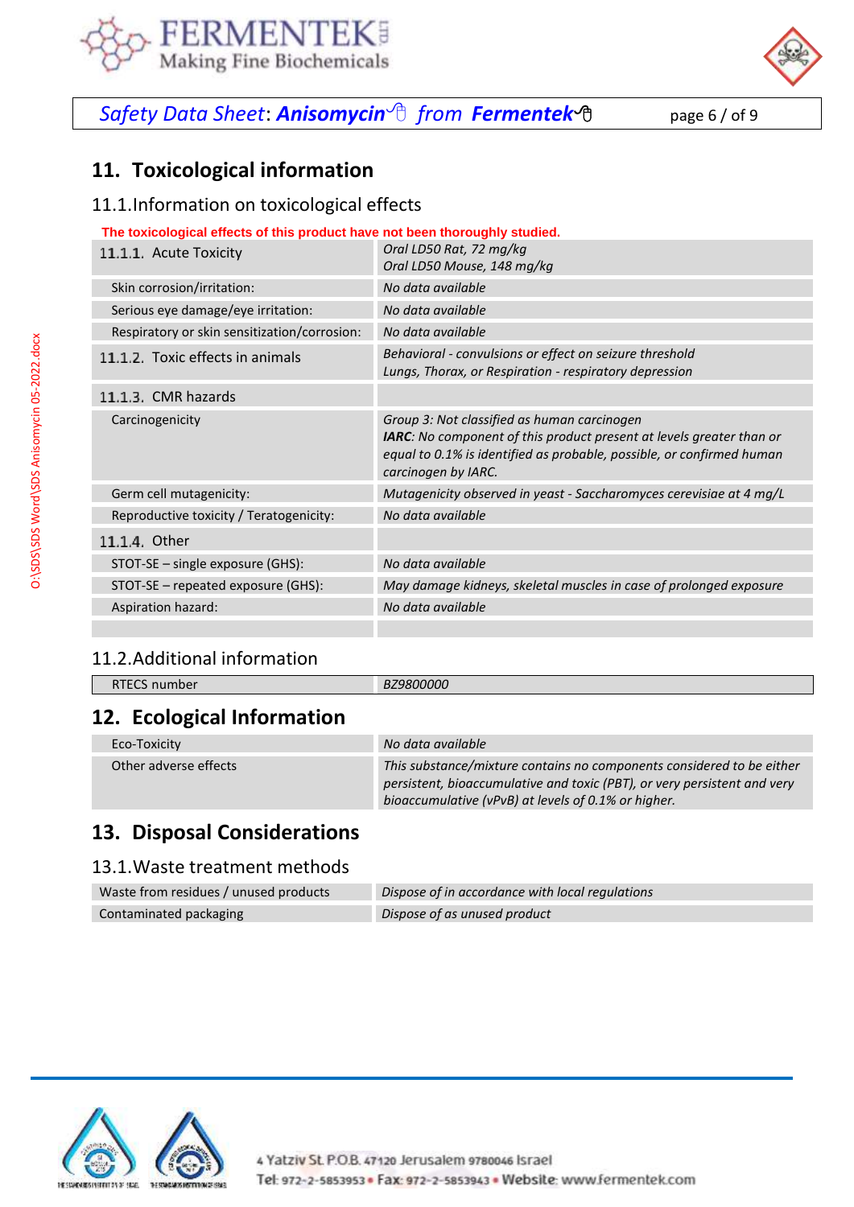## 11. Toxicological information

### 11.1. Information on toxicological effects

**The toxicological effects of this product have not been thoroughly studied.**

| | |
|---|---|
| 11.1.1. Acute Toxicity | *Oral LD50 Rat, 72 mg/kg*<br>*Oral LD50 Mouse, 148 mg/kg* |
| Skin corrosion/irritation: | *No data available* |
| Serious eye damage/eye irritation: | *No data available* |
| Respiratory or skin sensitization/corrosion: | *No data available* |
| 11.1.2. Toxic effects in animals | *Behavioral - convulsions or effect on seizure threshold*<br>*Lungs, Thorax, or Respiration - respiratory depression* |
| 11.1.3. CMR hazards | |
| Carcinogenicity | *Group 3: Not classified as human carcinogen*<br>***IARC**: No component of this product present at levels greater than or equal to 0.1% is identified as probable, possible, or confirmed human carcinogen by IARC.* |
| Germ cell mutagenicity: | *Mutagenicity observed in yeast - Saccharomyces cerevisiae at 4 mg/L* |
| Reproductive toxicity / Teratogenicity: | *No data available* |
| 11.1.4. Other | |
| STOT-SE – single exposure (GHS): | *No data available* |
| STOT-SE – repeated exposure (GHS): | *May damage kidneys, skeletal muscles in case of prolonged exposure* |
| Aspiration hazard: | *No data available* |

### 11.2. Additional information

| | |
|---|---|
| RTECS number | *BZ9800000* |

## 12. Ecological Information

| | |
|---|---|
| Eco-Toxicity | *No data available* |
| Other adverse effects | *This substance/mixture contains no components considered to be either persistent, bioaccumulative and toxic (PBT), or very persistent and very bioaccumulative (vPvB) at levels of 0.1% or higher.* |

## 13. Disposal Considerations

### 13.1. Waste treatment methods

| | |
|---|---|
| Waste from residues / unused products | *Dispose of in accordance with local regulations* |
| Contaminated packaging | *Dispose of as unused product* |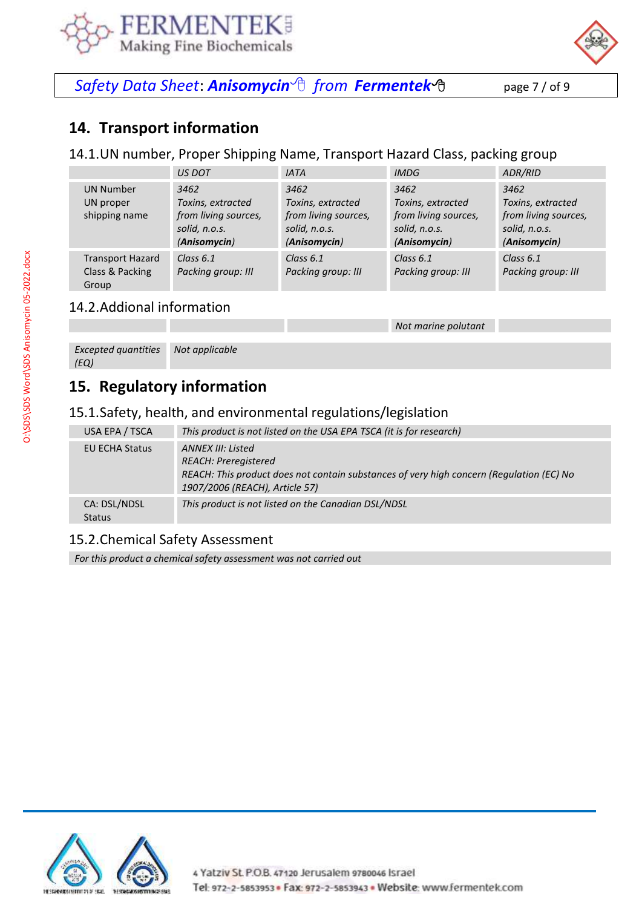## 14. Transport information

### 14.1.UN number, Proper Shipping Name, Transport Hazard Class, packing group

| | *US DOT* | *IATA* | *IMDG* | *ADR/RID* |
|---|---|---|---|---|
| UN Number<br>UN proper shipping name | *3462*<br>*Toxins, extracted from living sources, solid, n.o.s. (**Anisomycin**)* | *3462*<br>*Toxins, extracted from living sources, solid, n.o.s. (**Anisomycin**)* | *3462*<br>*Toxins, extracted from living sources, solid, n.o.s. (**Anisomycin**)* | *3462*<br>*Toxins, extracted from living sources, solid, n.o.s. (**Anisomycin**)* |
| Transport Hazard Class & Packing Group | *Class 6.1*<br>*Packing group: III* | *Class 6.1*<br>*Packing group: III* | *Class 6.1*<br>*Packing group: III* | *Class 6.1*<br>*Packing group: III* |

### 14.2.Addional information

| | | | | |
|---|---|---|---|---|
| | | | *Not marine polutant* | |

| | |
|---|---|
| *Excepted quantities (EQ)* | *Not applicable* |

## 15. Regulatory information

### 15.1.Safety, health, and environmental regulations/legislation

| | |
|---|---|
| USA EPA / TSCA | *This product is not listed on the USA EPA TSCA (it is for research)* |
| EU ECHA Status | *ANNEX III: Listed*<br>*REACH: Preregistered*<br>*REACH: This product does not contain substances of very high concern (Regulation (EC) No 1907/2006 (REACH), Article 57)* |
| CA: DSL/NDSL Status | *This product is not listed on the Canadian DSL/NDSL* |

### 15.2.Chemical Safety Assessment

*For this product a chemical safety assessment was not carried out*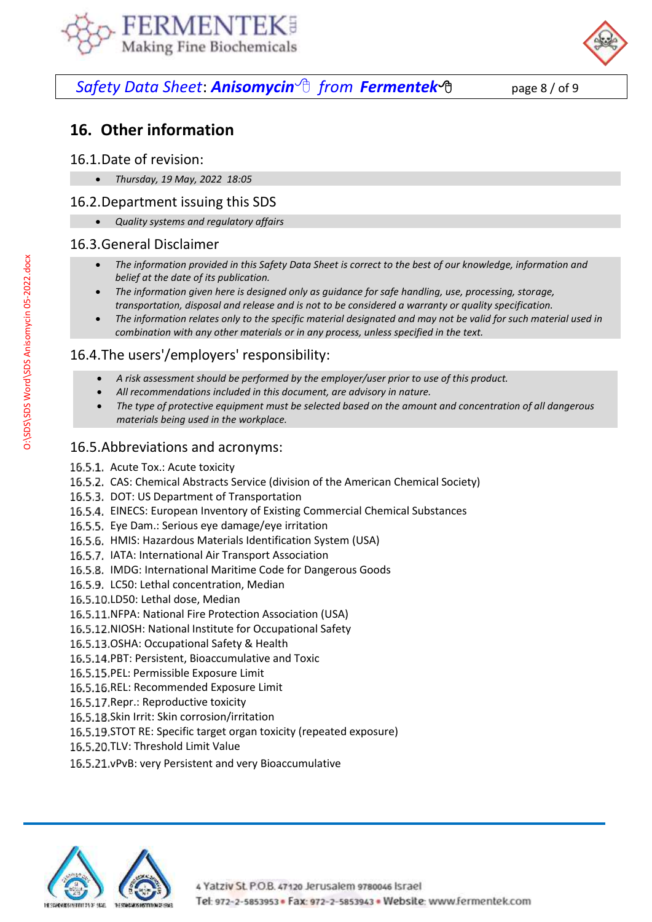## 16. Other information

### 16.1. Date of revision:

- *Thursday, 19 May, 2022 18:05*

### 16.2. Department issuing this SDS

- *Quality systems and regulatory affairs*

### 16.3. General Disclaimer

- *The information provided in this Safety Data Sheet is correct to the best of our knowledge, information and belief at the date of its publication.*
- *The information given here is designed only as guidance for safe handling, use, processing, storage, transportation, disposal and release and is not to be considered a warranty or quality specification.*
- *The information relates only to the specific material designated and may not be valid for such material used in combination with any other materials or in any process, unless specified in the text.*

### 16.4. The users'/employers' responsibility:

- *A risk assessment should be performed by the employer/user prior to use of this product.*
- *All recommendations included in this document, are advisory in nature.*
- *The type of protective equipment must be selected based on the amount and concentration of all dangerous materials being used in the workplace.*

### 16.5. Abbreviations and acronyms:

16.5.1. Acute Tox.: Acute toxicity
16.5.2. CAS: Chemical Abstracts Service (division of the American Chemical Society)
16.5.3. DOT: US Department of Transportation
16.5.4. EINECS: European Inventory of Existing Commercial Chemical Substances
16.5.5. Eye Dam.: Serious eye damage/eye irritation
16.5.6. HMIS: Hazardous Materials Identification System (USA)
16.5.7. IATA: International Air Transport Association
16.5.8. IMDG: International Maritime Code for Dangerous Goods
16.5.9. LC50: Lethal concentration, Median
16.5.10. LD50: Lethal dose, Median
16.5.11. NFPA: National Fire Protection Association (USA)
16.5.12. NIOSH: National Institute for Occupational Safety
16.5.13. OSHA: Occupational Safety & Health
16.5.14. PBT: Persistent, Bioaccumulative and Toxic
16.5.15. PEL: Permissible Exposure Limit
16.5.16. REL: Recommended Exposure Limit
16.5.17. Repr.: Reproductive toxicity
16.5.18. Skin Irrit: Skin corrosion/irritation
16.5.19. STOT RE: Specific target organ toxicity (repeated exposure)
16.5.20. TLV: Threshold Limit Value
16.5.21. vPvB: very Persistent and very Bioaccumulative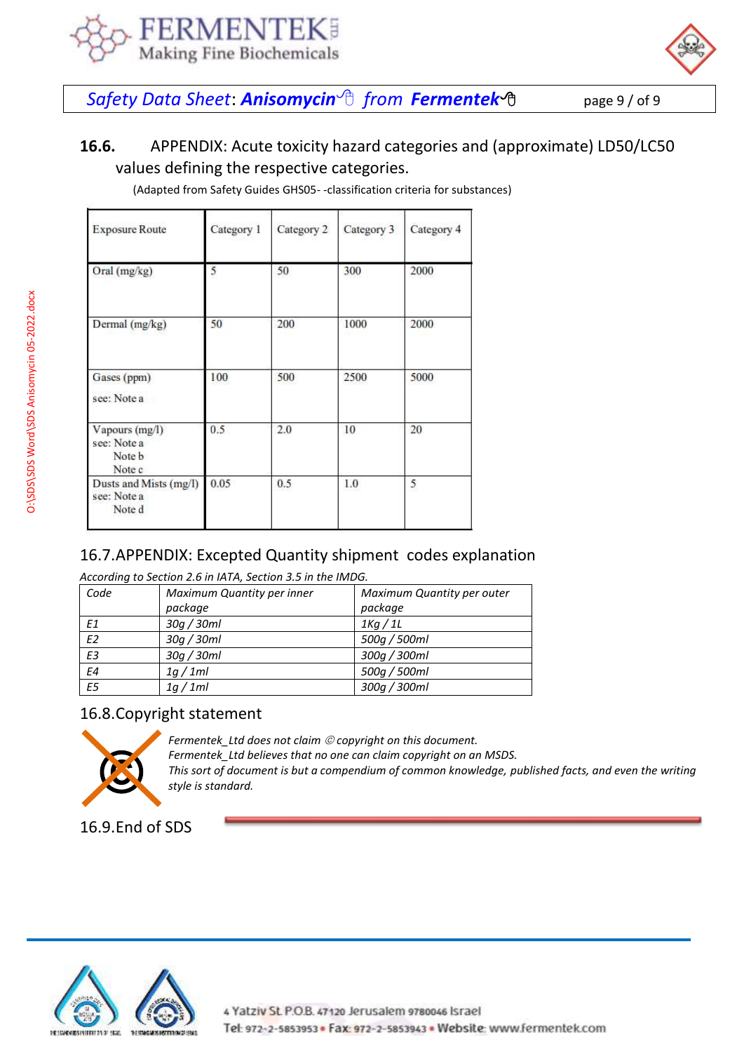## 16.6. APPENDIX: Acute toxicity hazard categories and (approximate) LD50/LC50 values defining the respective categories.

(Adapted from Safety Guides GHS05- -classification criteria for substances)

| Exposure Route | Category 1 | Category 2 | Category 3 | Category 4 |
|---|---|---|---|---|
| Oral (mg/kg) | 5 | 50 | 300 | 2000 |
| Dermal (mg/kg) | 50 | 200 | 1000 | 2000 |
| Gases (ppm) see: Note a | 100 | 500 | 2500 | 5000 |
| Vapours (mg/l) see: Note a Note b Note c | 0.5 | 2.0 | 10 | 20 |
| Dusts and Mists (mg/l) see: Note a Note d | 0.05 | 0.5 | 1.0 | 5 |

## 16.7. APPENDIX: Excepted Quantity shipment codes explanation

*According to Section 2.6 in IATA, Section 3.5 in the IMDG.*

| *Code* | *Maximum Quantity per inner package* | *Maximum Quantity per outer package* |
|---|---|---|
| *E1* | *30g / 30ml* | *1Kg / 1L* |
| *E2* | *30g / 30ml* | *500g / 500ml* |
| *E3* | *30g / 30ml* | *300g / 300ml* |
| *E4* | *1g / 1ml* | *500g / 500ml* |
| *E5* | *1g / 1ml* | *300g / 300ml* |

## 16.8. Copyright statement

*Fermentek_Ltd does not claim © copyright on this document.*
*Fermentek_Ltd believes that no one can claim copyright on an MSDS.*
*This sort of document is but a compendium of common knowledge, published facts, and even the writing style is standard.*

## 16.9. End of SDS

4 Yatziv St. P.O.B. 47120 Jerusalem 9780046 Israel
Tel: 972-2-5853953 • Fax: 972-2-5853943 • Website: www.fermentek.com